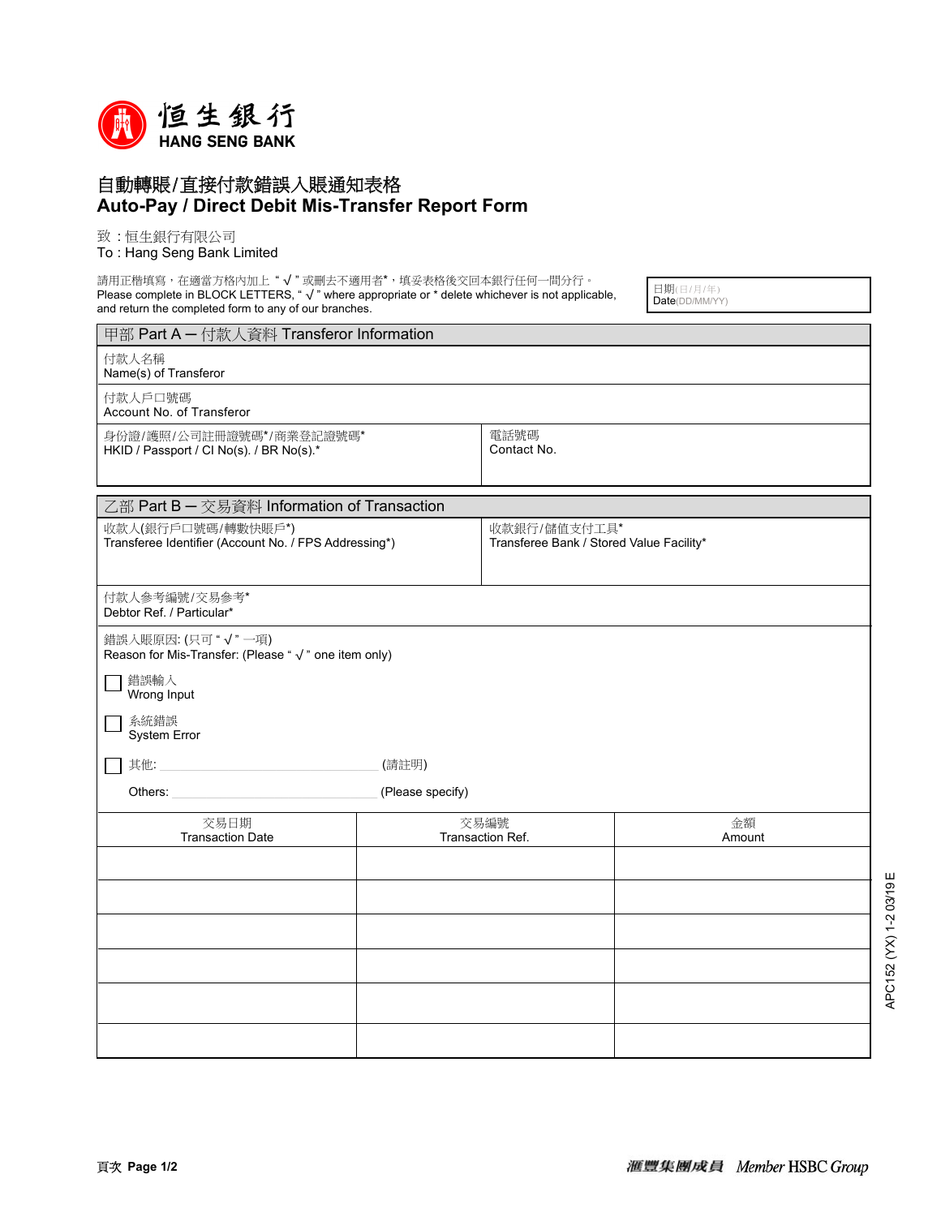恒生銀行
HANG SENG BANK

# 自動轉賬/直接付款錯誤入賬通知表格
# Auto-Pay / Direct Debit Mis-Transfer Report Form

致：恒生銀行有限公司
To : Hang Seng Bank Limited

請用正楷填寫，在適當方格內加上 " √ " 或刪去不適用者*，填妥表格後交回本銀行任何一間分行。
Please complete in BLOCK LETTERS, " √ " where appropriate or * delete whichever is not applicable, and return the completed form to any of our branches.

日期(日/月/年)
Date(DD/MM/YY)

## 甲部 Part A — 付款人資料 Transferor Information

付款人名稱
Name(s) of Transferor

付款人戶口號碼
Account No. of Transferor

| 身份證/護照/公司註冊證號碼*/商業登記證號碼*<br>HKID / Passport / CI No(s). / BR No(s).* | 電話號碼<br>Contact No. |
|---|---|
| | |

## 乙部 Part B — 交易資料 Information of Transaction

| 收款人(銀行戶口號碼/轉數快賬戶*)<br>Transferee Identifier (Account No. / FPS Addressing*) | 收款銀行/儲值支付工具*<br>Transferee Bank / Stored Value Facility* |
|---|---|
| | |

付款人參考編號/交易參考*
Debtor Ref. / Particular*

錯誤入賬原因: (只可 " √ " 一項)
Reason for Mis-Transfer: (Please " √ " one item only)

- ☐ 錯誤輸入
  Wrong Input
- ☐ 系統錯誤
  System Error
- ☐ 其他: ______________________ (請註明)
  Others: ______________________ (Please specify)

| 交易日期<br>Transaction Date | 交易編號<br>Transaction Ref. | 金額<br>Amount |
|---|---|---|
| | | |
| | | |
| | | |
| | | |
| | | |
| | | |

APC152 (YX) 1-2 03/19 E

滙豐集團成員 Member HSBC Group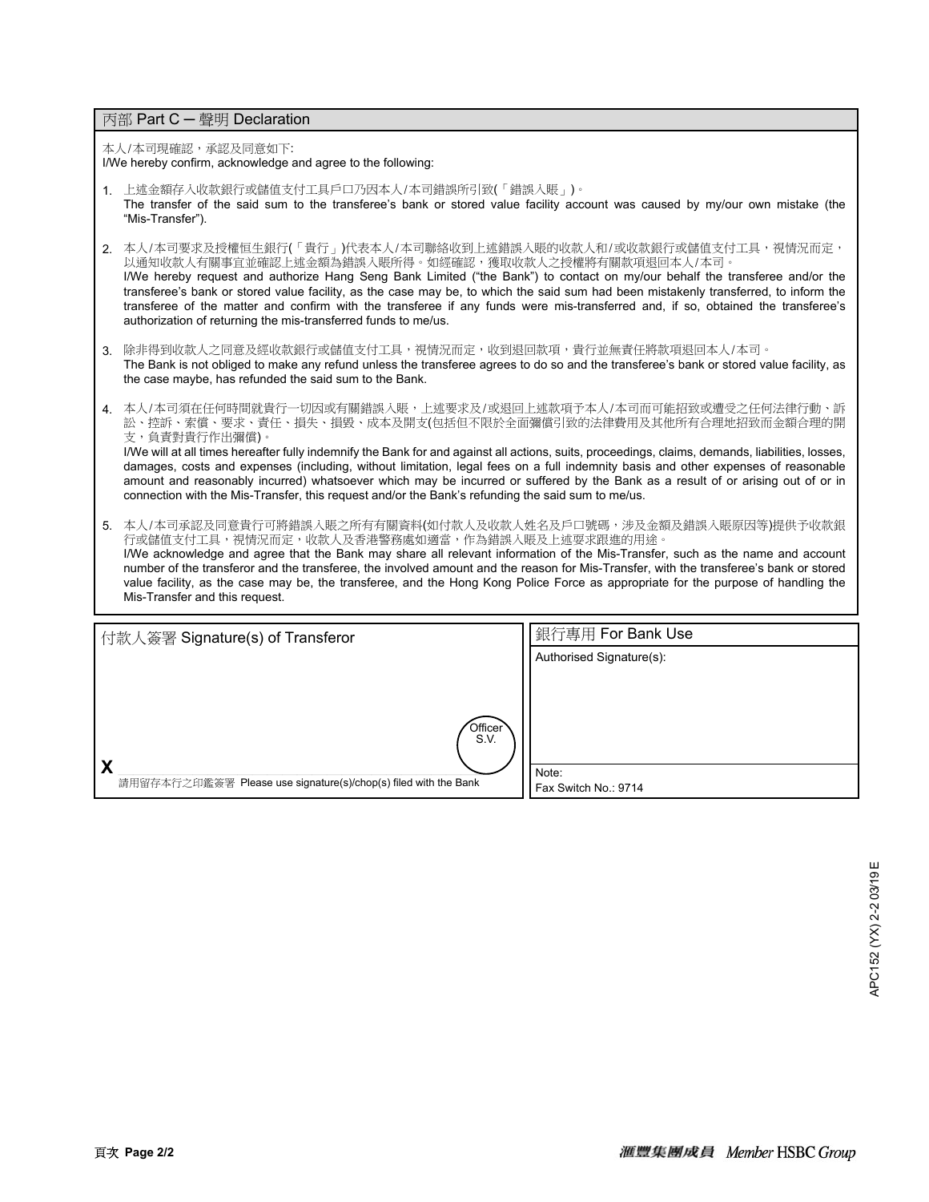## 丙部 Part C – 聲明 Declaration

本人/本司現確認，承認及同意如下:
I/We hereby confirm, acknowledge and agree to the following:

1. 上述金額存入收款銀行或儲值支付工具戶口乃因本人/本司錯誤所引致(「錯誤入賬」)。
   The transfer of the said sum to the transferee's bank or stored value facility account was caused by my/our own mistake (the "Mis-Transfer").

2. 本人/本司要求及授權恒生銀行(「貴行」)代表本人/本司聯絡收到上述錯誤入賬的收款人和/或收款銀行或儲值支付工具，視情況而定，以通知收款人有關事宜並確認上述金額為錯誤入賬所得。如經確認，獲取收款人之授權將有關款項退回本人/本司。
   I/We hereby request and authorize Hang Seng Bank Limited ("the Bank") to contact on my/our behalf the transferee and/or the transferee's bank or stored value facility, as the case may be, to which the said sum had been mistakenly transferred, to inform the transferee of the matter and confirm with the transferee if any funds were mis-transferred and, if so, obtained the transferee's authorization of returning the mis-transferred funds to me/us.

3. 除非得到收款人之同意及經收款銀行或儲值支付工具，視情況而定，收到退回款項，貴行並無責任將款項退回本人/本司。
   The Bank is not obliged to make any refund unless the transferee agrees to do so and the transferee's bank or stored value facility, as the case maybe, has refunded the said sum to the Bank.

4. 本人/本司須在任何時間就貴行一切因或有關錯誤入賬，上述要求及/或退回上述款項予本人/本司而可能招致或遭受之任何法律行動、訴訟、控訴、索償、要求、責任、損失、損毀、成本及開支(包括但不限於全面彌償引致的法律費用及其他所有合理地招致而金額合理的開支，負責對貴行作出彌償)。
   I/We will at all times hereafter fully indemnify the Bank for and against all actions, suits, proceedings, claims, demands, liabilities, losses, damages, costs and expenses (including, without limitation, legal fees on a full indemnity basis and other expenses of reasonable amount and reasonably incurred) whatsoever which may be incurred or suffered by the Bank as a result of or arising out of or in connection with the Mis-Transfer, this request and/or the Bank's refunding the said sum to me/us.

5. 本人/本司承認及同意貴行可將錯誤入賬之所有有關資料(如付款人及收款人姓名及戶口號碼，涉及金額及錯誤入賬原因等)提供予收款銀行或儲值支付工具，視情況而定，收款人及香港警務處如適當，作為錯誤入賬及上述要求跟進的用途。
   I/We acknowledge and agree that the Bank may share all relevant information of the Mis-Transfer, such as the name and account number of the transferor and the transferee, the involved amount and the reason for Mis-Transfer, with the transferee's bank or stored value facility, as the case may be, the transferee, and the Hong Kong Police Force as appropriate for the purpose of handling the Mis-Transfer and this request.

| 付款人簽署 Signature(s) of Transferor | 銀行專用 For Bank Use |
|---|---|
| Officer S.V. | Authorised Signature(s): |
| X<br>請用留存本行之印鑑簽署 Please use signature(s)/chop(s) filed with the Bank | Note:<br>Fax Switch No.: 9714 |

APC152 (YX) 2-2 03/19E

匯豐集團成員 Member HSBC Group